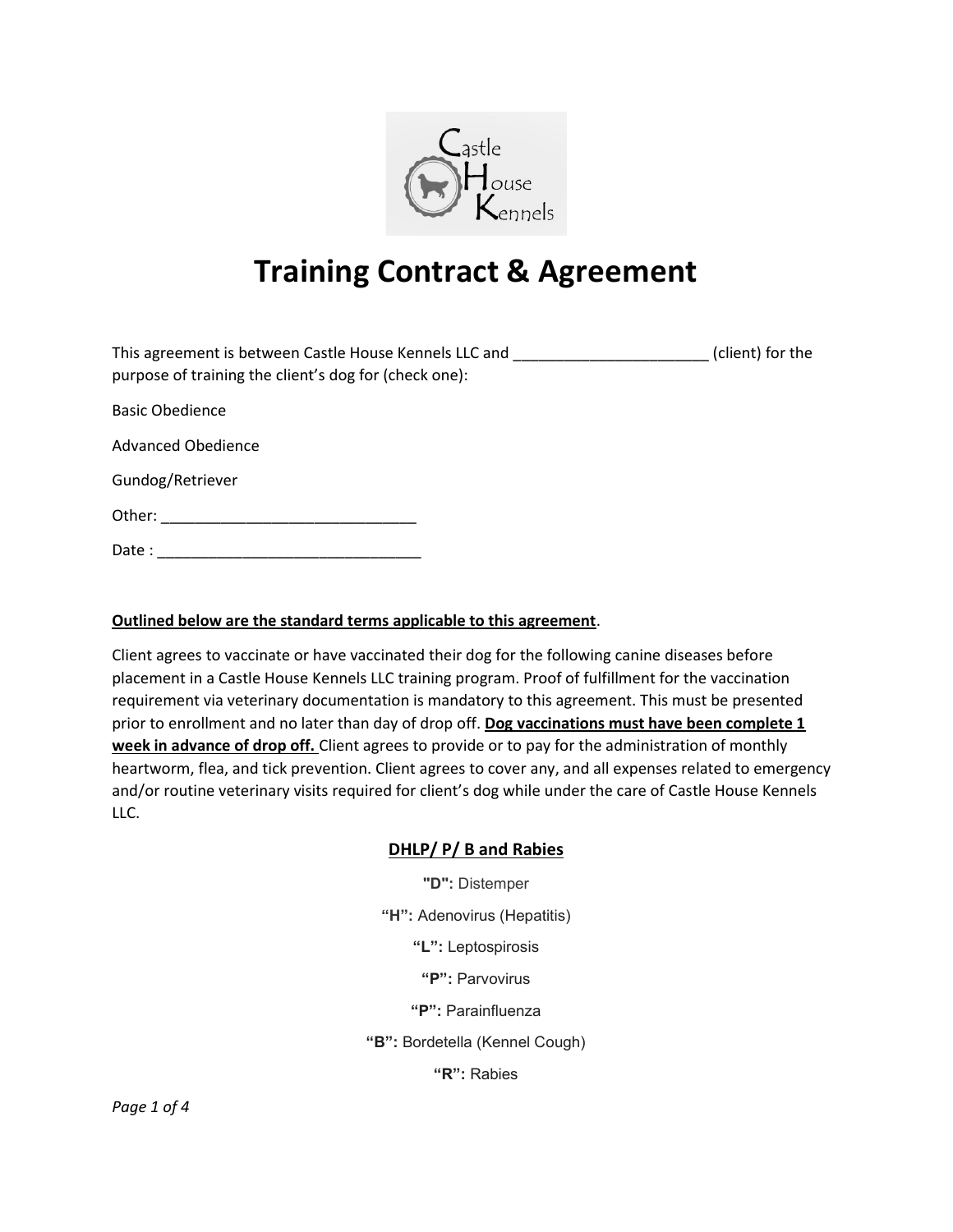# Training Contract & Agreement

This agreement is between Castle House Kennels LLC and _______________________ (client) for the purpose of training the client's dog for (check one):

Basic Obedience

Advanced Obedience

Gundog/Retriever

Other: ______________________________

Date : _______________________________

**Outlined below are the standard terms applicable to this agreement**.

Client agrees to vaccinate or have vaccinated their dog for the following canine diseases before placement in a Castle House Kennels LLC training program. Proof of fulfillment for the vaccination requirement via veterinary documentation is mandatory to this agreement. This must be presented prior to enrollment and no later than day of drop off. **Dog vaccinations must have been complete 1 week in advance of drop off.** Client agrees to provide or to pay for the administration of monthly heartworm, flea, and tick prevention. Client agrees to cover any, and all expenses related to emergency and/or routine veterinary visits required for client's dog while under the care of Castle House Kennels LLC.

**DHLP/ P/ B and Rabies**

**"D":** Distemper

**"H":** Adenovirus (Hepatitis)

**"L":** Leptospirosis

**"P":** Parvovirus

**"P":** Parainfluenza

**"B":** Bordetella (Kennel Cough)

**"R":** Rabies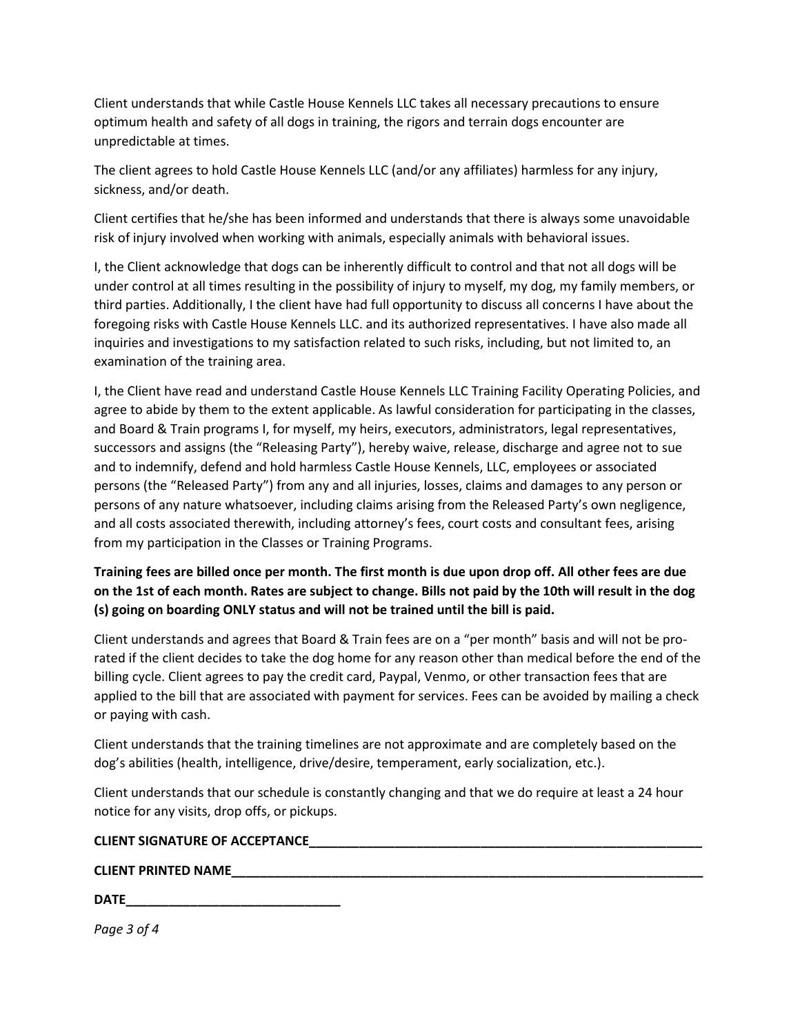Client understands that while Castle House Kennels LLC takes all necessary precautions to ensure optimum health and safety of all dogs in training, the rigors and terrain dogs encounter are unpredictable at times.

The client agrees to hold Castle House Kennels LLC (and/or any affiliates) harmless for any injury, sickness, and/or death.

Client certifies that he/she has been informed and understands that there is always some unavoidable risk of injury involved when working with animals, especially animals with behavioral issues.

I, the Client acknowledge that dogs can be inherently difficult to control and that not all dogs will be under control at all times resulting in the possibility of injury to myself, my dog, my family members, or third parties. Additionally, I the client have had full opportunity to discuss all concerns I have about the foregoing risks with Castle House Kennels LLC. and its authorized representatives. I have also made all inquiries and investigations to my satisfaction related to such risks, including, but not limited to, an examination of the training area.

I, the Client have read and understand Castle House Kennels LLC Training Facility Operating Policies, and agree to abide by them to the extent applicable. As lawful consideration for participating in the classes, and Board & Train programs I, for myself, my heirs, executors, administrators, legal representatives, successors and assigns (the "Releasing Party"), hereby waive, release, discharge and agree not to sue and to indemnify, defend and hold harmless Castle House Kennels, LLC, employees or associated persons (the "Released Party") from any and all injuries, losses, claims and damages to any person or persons of any nature whatsoever, including claims arising from the Released Party's own negligence, and all costs associated therewith, including attorney's fees, court costs and consultant fees, arising from my participation in the Classes or Training Programs.

**Training fees are billed once per month. The first month is due upon drop off. All other fees are due on the 1st of each month. Rates are subject to change. Bills not paid by the 10th will result in the dog (s) going on boarding ONLY status and will not be trained until the bill is paid.**

Client understands and agrees that Board & Train fees are on a "per month" basis and will not be pro-rated if the client decides to take the dog home for any reason other than medical before the end of the billing cycle. Client agrees to pay the credit card, Paypal, Venmo, or other transaction fees that are applied to the bill that are associated with payment for services. Fees can be avoided by mailing a check or paying with cash.

Client understands that the training timelines are not approximate and are completely based on the dog's abilities (health, intelligence, drive/desire, temperament, early socialization, etc.).

Client understands that our schedule is constantly changing and that we do require at least a 24 hour notice for any visits, drop offs, or pickups.

**CLIENT SIGNATURE OF ACCEPTANCE**\_\_\_\_\_\_\_\_\_\_\_\_\_\_\_\_\_\_\_\_\_\_\_\_\_\_\_\_\_\_\_\_\_\_\_\_\_\_\_\_

**CLIENT PRINTED NAME**\_\_\_\_\_\_\_\_\_\_\_\_\_\_\_\_\_\_\_\_\_\_\_\_\_\_\_\_\_\_\_\_\_\_\_\_\_\_\_\_\_\_\_\_\_\_\_\_

**DATE**\_\_\_\_\_\_\_\_\_\_\_\_\_\_\_\_\_\_\_\_\_\_\_\_\_\_\_\_\_\_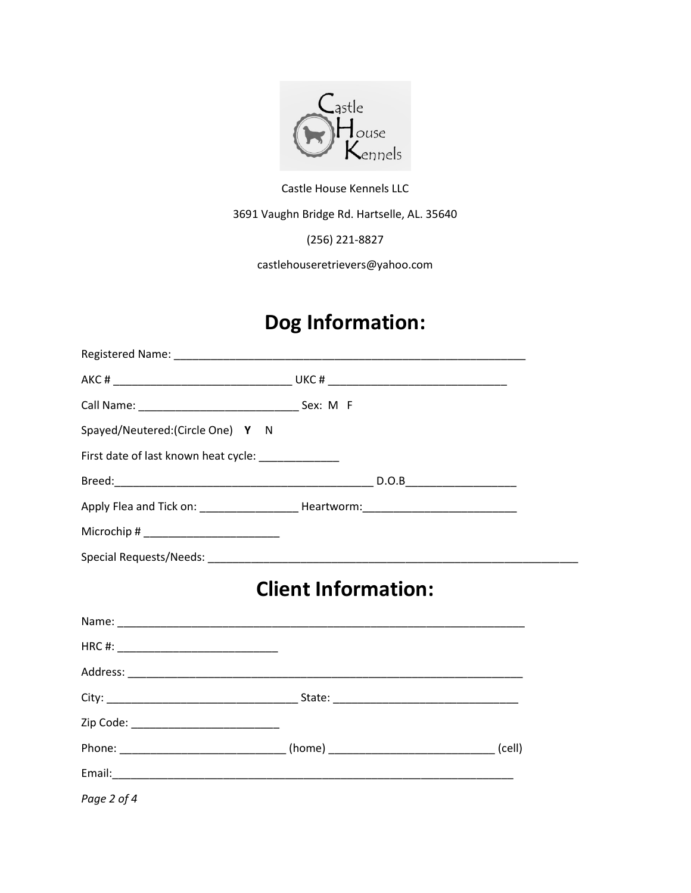Castle House Kennels LLC

3691 Vaughn Bridge Rd. Hartselle, AL. 35640

(256) 221-8827

castlehouseretrievers@yahoo.com

# Dog Information:

Registered Name: ____________________________________________________________

AKC # ______________________________ UKC # ______________________________

Call Name: ___________________________ Sex: M F

Spayed/Neutered:(Circle One) **Y** N

First date of last known heat cycle: _____________

Breed:____________________________________________ D.O.B__________________

Apply Flea and Tick on: ________________ Heartworm:_________________________

Microchip # ______________________

Special Requests/Needs: _______________________________________________________________

# Client Information:

Name: ______________________________________________________________________

HRC #: ___________________________

Address: ____________________________________________________________________

City: ________________________________ State: _______________________________

Zip Code: _________________________

Phone: ___________________________ (home) ___________________________ (cell)

Email:_______________________________________________________________________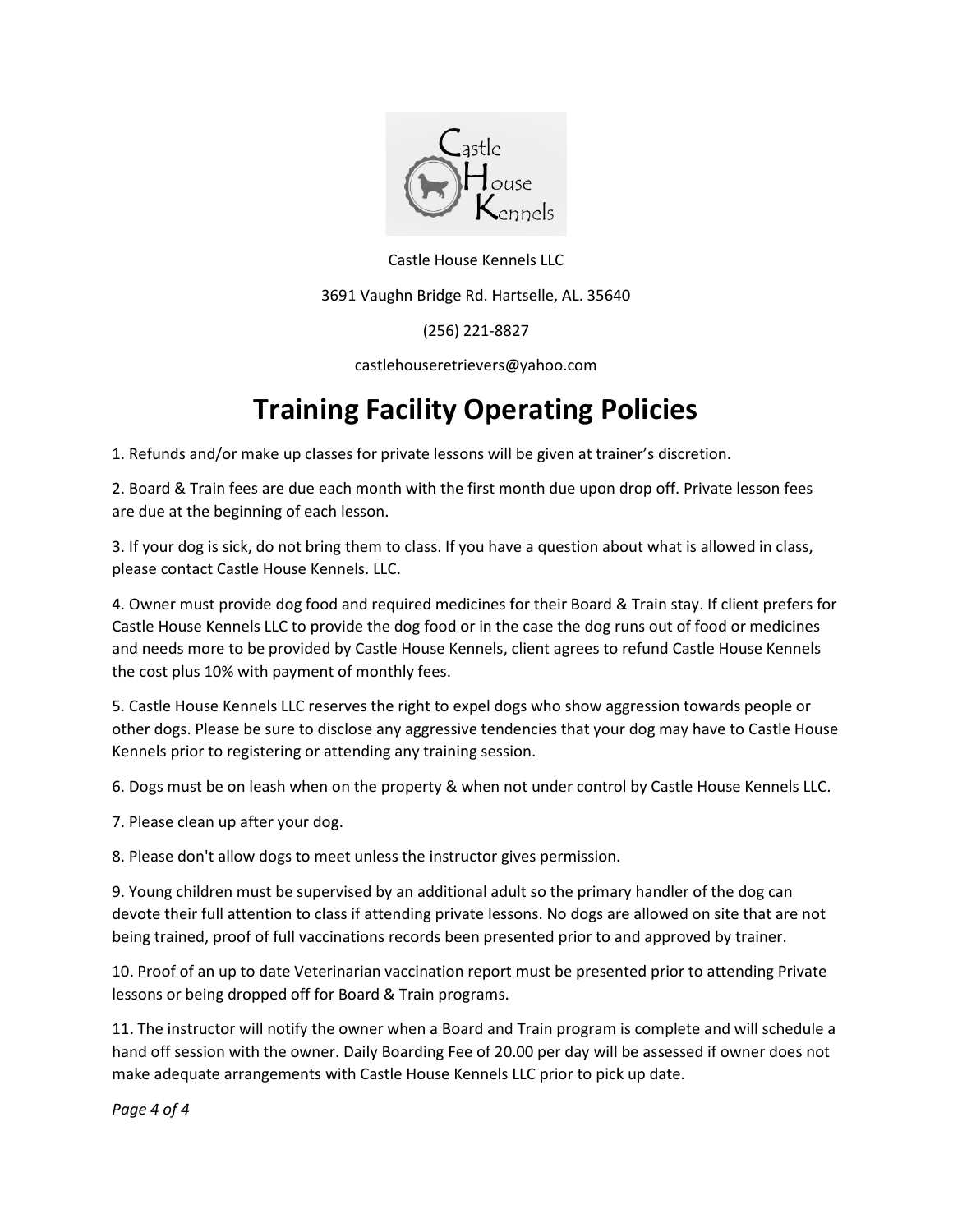Castle House Kennels LLC

3691 Vaughn Bridge Rd. Hartselle, AL. 35640

(256) 221-8827

castlehouseretrievers@yahoo.com

# Training Facility Operating Policies

1. Refunds and/or make up classes for private lessons will be given at trainer's discretion.

2. Board & Train fees are due each month with the first month due upon drop off. Private lesson fees are due at the beginning of each lesson.

3. If your dog is sick, do not bring them to class. If you have a question about what is allowed in class, please contact Castle House Kennels. LLC.

4. Owner must provide dog food and required medicines for their Board & Train stay. If client prefers for Castle House Kennels LLC to provide the dog food or in the case the dog runs out of food or medicines and needs more to be provided by Castle House Kennels, client agrees to refund Castle House Kennels the cost plus 10% with payment of monthly fees.

5. Castle House Kennels LLC reserves the right to expel dogs who show aggression towards people or other dogs. Please be sure to disclose any aggressive tendencies that your dog may have to Castle House Kennels prior to registering or attending any training session.

6. Dogs must be on leash when on the property & when not under control by Castle House Kennels LLC.

7. Please clean up after your dog.

8. Please don't allow dogs to meet unless the instructor gives permission.

9. Young children must be supervised by an additional adult so the primary handler of the dog can devote their full attention to class if attending private lessons. No dogs are allowed on site that are not being trained, proof of full vaccinations records been presented prior to and approved by trainer.

10. Proof of an up to date Veterinarian vaccination report must be presented prior to attending Private lessons or being dropped off for Board & Train programs.

11. The instructor will notify the owner when a Board and Train program is complete and will schedule a hand off session with the owner. Daily Boarding Fee of 20.00 per day will be assessed if owner does not make adequate arrangements with Castle House Kennels LLC prior to pick up date.